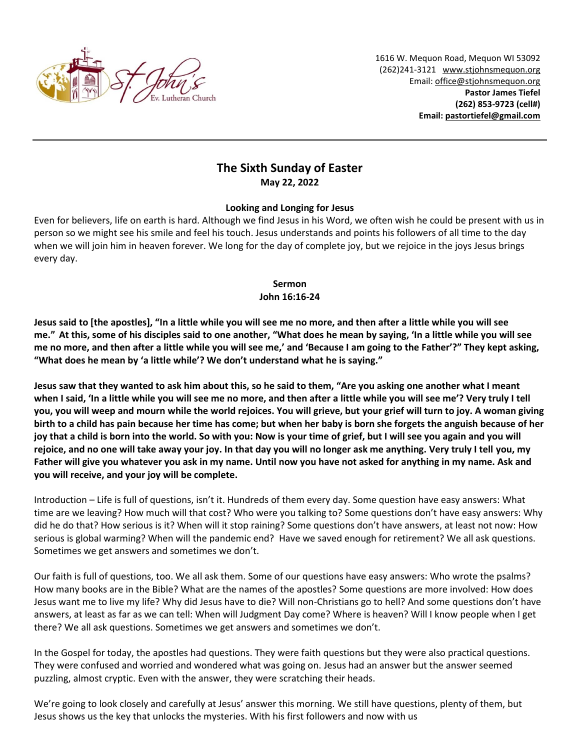1616 W. Mequon Road, Mequon WI 53092
(262)241-3121 www.stjohnsmequon.org
Email: office@stjohnsmequon.org
**Pastor James Tiefel**
**(262) 853-9723 (cell#)**
**Email: pastortiefel@gmail.com**

---

## The Sixth Sunday of Easter

**May 22, 2022**

**Looking and Longing for Jesus**

Even for believers, life on earth is hard. Although we find Jesus in his Word, we often wish he could be present with us in person so we might see his smile and feel his touch. Jesus understands and points his followers of all time to the day when we will join him in heaven forever. We long for the day of complete joy, but we rejoice in the joys Jesus brings every day.

**Sermon**
**John 16:16-24**

**Jesus said to [the apostles], "In a little while you will see me no more, and then after a little while you will see me." At this, some of his disciples said to one another, "What does he mean by saying, 'In a little while you will see me no more, and then after a little while you will see me,' and 'Because I am going to the Father'?" They kept asking, "What does he mean by 'a little while'? We don't understand what he is saying."**

**Jesus saw that they wanted to ask him about this, so he said to them, "Are you asking one another what I meant when I said, 'In a little while you will see me no more, and then after a little while you will see me'? Very truly I tell you, you will weep and mourn while the world rejoices. You will grieve, but your grief will turn to joy. A woman giving birth to a child has pain because her time has come; but when her baby is born she forgets the anguish because of her joy that a child is born into the world. So with you: Now is your time of grief, but I will see you again and you will rejoice, and no one will take away your joy. In that day you will no longer ask me anything. Very truly I tell you, my Father will give you whatever you ask in my name. Until now you have not asked for anything in my name. Ask and you will receive, and your joy will be complete.**

Introduction – Life is full of questions, isn't it. Hundreds of them every day. Some question have easy answers: What time are we leaving? How much will that cost? Who were you talking to? Some questions don't have easy answers: Why did he do that? How serious is it? When will it stop raining? Some questions don't have answers, at least not now: How serious is global warming? When will the pandemic end? Have we saved enough for retirement? We all ask questions. Sometimes we get answers and sometimes we don't.

Our faith is full of questions, too. We all ask them. Some of our questions have easy answers: Who wrote the psalms? How many books are in the Bible? What are the names of the apostles? Some questions are more involved: How does Jesus want me to live my life? Why did Jesus have to die? Will non-Christians go to hell? And some questions don't have answers, at least as far as we can tell: When will Judgment Day come? Where is heaven? Will I know people when I get there? We all ask questions. Sometimes we get answers and sometimes we don't.

In the Gospel for today, the apostles had questions. They were faith questions but they were also practical questions. They were confused and worried and wondered what was going on. Jesus had an answer but the answer seemed puzzling, almost cryptic. Even with the answer, they were scratching their heads.

We're going to look closely and carefully at Jesus' answer this morning. We still have questions, plenty of them, but Jesus shows us the key that unlocks the mysteries. With his first followers and now with us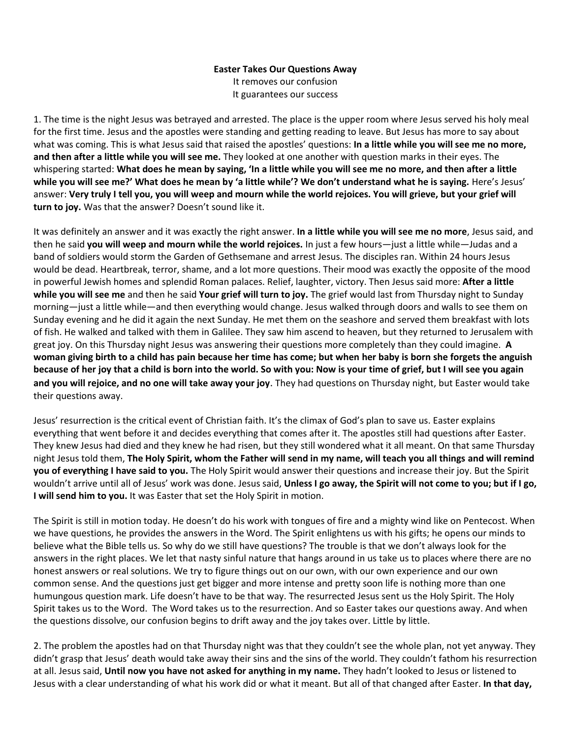**Easter Takes Our Questions Away**

It removes our confusion

It guarantees our success

1. The time is the night Jesus was betrayed and arrested. The place is the upper room where Jesus served his holy meal for the first time. Jesus and the apostles were standing and getting reading to leave. But Jesus has more to say about what was coming. This is what Jesus said that raised the apostles' questions: **In a little while you will see me no more, and then after a little while you will see me.** They looked at one another with question marks in their eyes. The whispering started: **What does he mean by saying, 'In a little while you will see me no more, and then after a little while you will see me?' What does he mean by 'a little while'? We don't understand what he is saying.** Here's Jesus' answer: **Very truly I tell you, you will weep and mourn while the world rejoices. You will grieve, but your grief will turn to joy.** Was that the answer? Doesn't sound like it.

It was definitely an answer and it was exactly the right answer. **In a little while you will see me no more**, Jesus said, and then he said **you will weep and mourn while the world rejoices.** In just a few hours—just a little while—Judas and a band of soldiers would storm the Garden of Gethsemane and arrest Jesus. The disciples ran. Within 24 hours Jesus would be dead. Heartbreak, terror, shame, and a lot more questions. Their mood was exactly the opposite of the mood in powerful Jewish homes and splendid Roman palaces. Relief, laughter, victory. Then Jesus said more: **After a little while you will see me** and then he said **Your grief will turn to joy.** The grief would last from Thursday night to Sunday morning—just a little while—and then everything would change. Jesus walked through doors and walls to see them on Sunday evening and he did it again the next Sunday. He met them on the seashore and served them breakfast with lots of fish. He walked and talked with them in Galilee. They saw him ascend to heaven, but they returned to Jerusalem with great joy. On this Thursday night Jesus was answering their questions more completely than they could imagine. **A woman giving birth to a child has pain because her time has come; but when her baby is born she forgets the anguish because of her joy that a child is born into the world. So with you: Now is your time of grief, but I will see you again and you will rejoice, and no one will take away your joy**. They had questions on Thursday night, but Easter would take their questions away.

Jesus' resurrection is the critical event of Christian faith. It's the climax of God's plan to save us. Easter explains everything that went before it and decides everything that comes after it. The apostles still had questions after Easter. They knew Jesus had died and they knew he had risen, but they still wondered what it all meant. On that same Thursday night Jesus told them, **The Holy Spirit, whom the Father will send in my name, will teach you all things and will remind you of everything I have said to you.** The Holy Spirit would answer their questions and increase their joy. But the Spirit wouldn't arrive until all of Jesus' work was done. Jesus said, **Unless I go away, the Spirit will not come to you; but if I go, I will send him to you.** It was Easter that set the Holy Spirit in motion.

The Spirit is still in motion today. He doesn't do his work with tongues of fire and a mighty wind like on Pentecost. When we have questions, he provides the answers in the Word. The Spirit enlightens us with his gifts; he opens our minds to believe what the Bible tells us. So why do we still have questions? The trouble is that we don't always look for the answers in the right places. We let that nasty sinful nature that hangs around in us take us to places where there are no honest answers or real solutions. We try to figure things out on our own, with our own experience and our own common sense. And the questions just get bigger and more intense and pretty soon life is nothing more than one humungous question mark. Life doesn't have to be that way. The resurrected Jesus sent us the Holy Spirit. The Holy Spirit takes us to the Word. The Word takes us to the resurrection. And so Easter takes our questions away. And when the questions dissolve, our confusion begins to drift away and the joy takes over. Little by little.

2. The problem the apostles had on that Thursday night was that they couldn't see the whole plan, not yet anyway. They didn't grasp that Jesus' death would take away their sins and the sins of the world. They couldn't fathom his resurrection at all. Jesus said, **Until now you have not asked for anything in my name.** They hadn't looked to Jesus or listened to Jesus with a clear understanding of what his work did or what it meant. But all of that changed after Easter. **In that day,**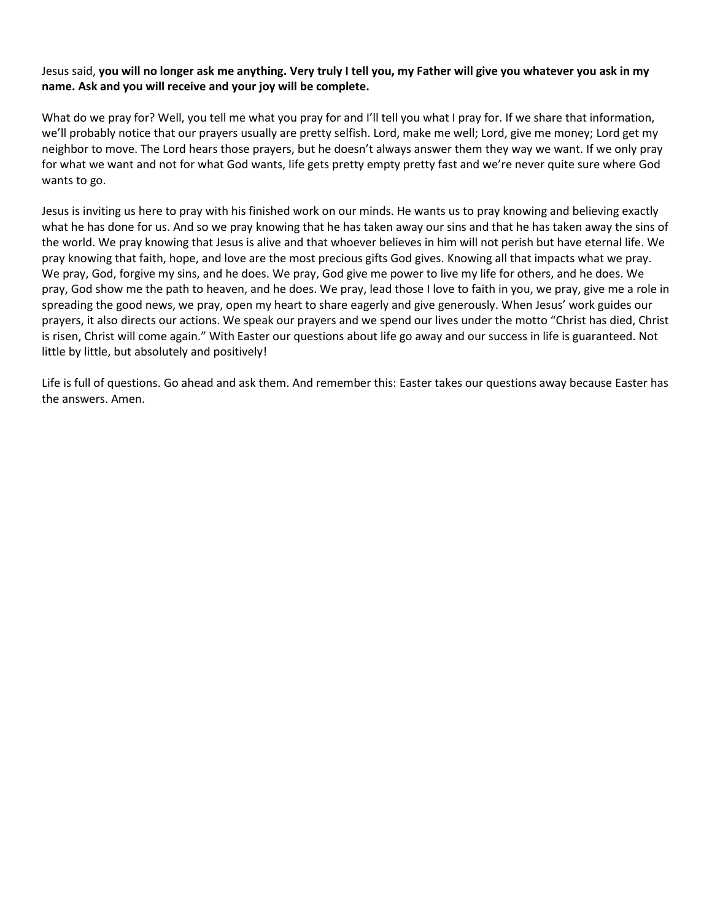Jesus said, **you will no longer ask me anything. Very truly I tell you, my Father will give you whatever you ask in my name. Ask and you will receive and your joy will be complete.**

What do we pray for? Well, you tell me what you pray for and I'll tell you what I pray for. If we share that information, we'll probably notice that our prayers usually are pretty selfish. Lord, make me well; Lord, give me money; Lord get my neighbor to move. The Lord hears those prayers, but he doesn't always answer them they way we want. If we only pray for what we want and not for what God wants, life gets pretty empty pretty fast and we're never quite sure where God wants to go.

Jesus is inviting us here to pray with his finished work on our minds. He wants us to pray knowing and believing exactly what he has done for us. And so we pray knowing that he has taken away our sins and that he has taken away the sins of the world. We pray knowing that Jesus is alive and that whoever believes in him will not perish but have eternal life. We pray knowing that faith, hope, and love are the most precious gifts God gives. Knowing all that impacts what we pray. We pray, God, forgive my sins, and he does. We pray, God give me power to live my life for others, and he does. We pray, God show me the path to heaven, and he does. We pray, lead those I love to faith in you, we pray, give me a role in spreading the good news, we pray, open my heart to share eagerly and give generously. When Jesus' work guides our prayers, it also directs our actions. We speak our prayers and we spend our lives under the motto "Christ has died, Christ is risen, Christ will come again." With Easter our questions about life go away and our success in life is guaranteed. Not little by little, but absolutely and positively!

Life is full of questions. Go ahead and ask them. And remember this: Easter takes our questions away because Easter has the answers. Amen.